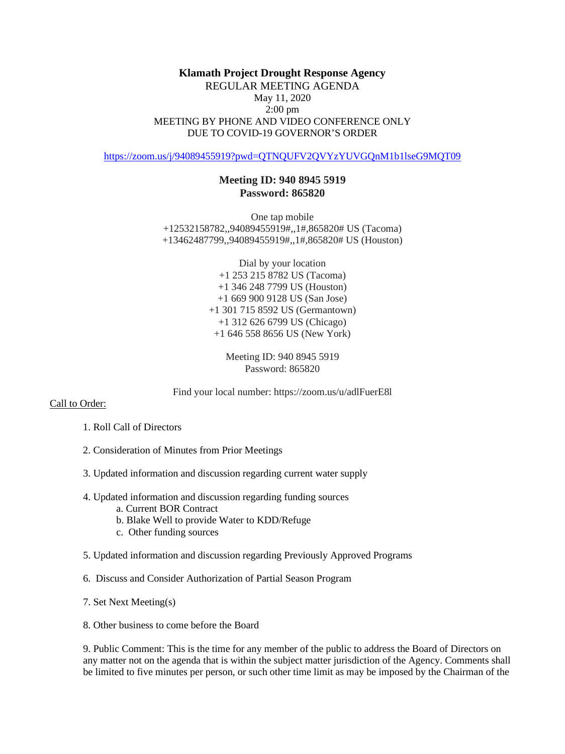**Klamath Project Drought Response Agency**

REGULAR MEETING AGENDA

May 11, 2020

2:00 pm

MEETING BY PHONE AND VIDEO CONFERENCE ONLY
DUE TO COVID-19 GOVERNOR'S ORDER

https://zoom.us/j/94089455919?pwd=QTNQUFV2QVYzYUVGQnM1b1lseG9MQT09

**Meeting ID: 940 8945 5919**
**Password: 865820**

One tap mobile
+12532158782,,94089455919#,,1#,865820# US (Tacoma)
+13462487799,,94089455919#,,1#,865820# US (Houston)

Dial by your location
+1 253 215 8782 US (Tacoma)
+1 346 248 7799 US (Houston)
+1 669 900 9128 US (San Jose)
+1 301 715 8592 US (Germantown)
+1 312 626 6799 US (Chicago)
+1 646 558 8656 US (New York)

Meeting ID: 940 8945 5919
Password: 865820

Find your local number: https://zoom.us/u/adlFuerE8l

Call to Order:

1. Roll Call of Directors

2. Consideration of Minutes from Prior Meetings

3. Updated information and discussion regarding current water supply

4. Updated information and discussion regarding funding sources
   a. Current BOR Contract
   b. Blake Well to provide Water to KDD/Refuge
   c. Other funding sources

5. Updated information and discussion regarding Previously Approved Programs

6. Discuss and Consider Authorization of Partial Season Program

7. Set Next Meeting(s)

8. Other business to come before the Board

9. Public Comment: This is the time for any member of the public to address the Board of Directors on any matter not on the agenda that is within the subject matter jurisdiction of the Agency. Comments shall be limited to five minutes per person, or such other time limit as may be imposed by the Chairman of the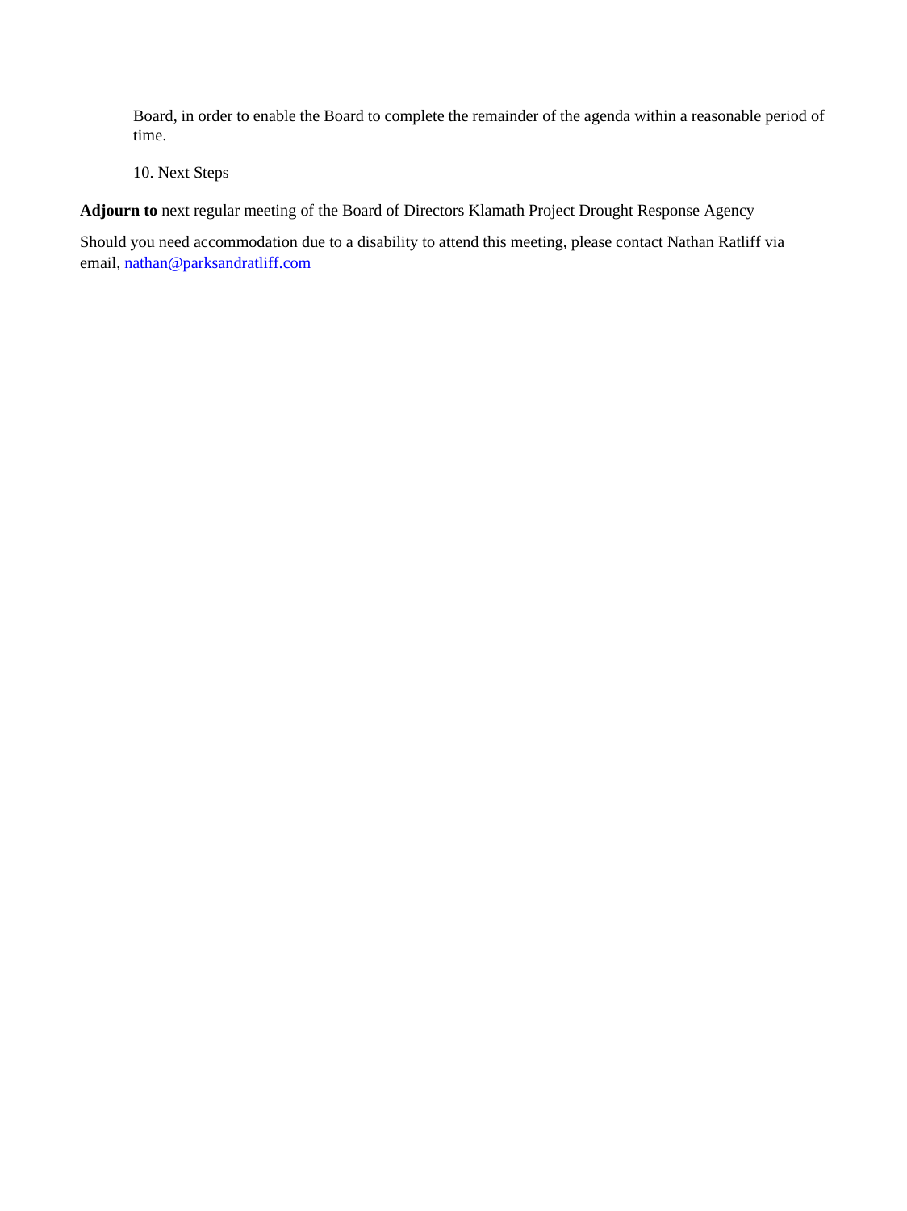Board, in order to enable the Board to complete the remainder of the agenda within a reasonable period of time.

10. Next Steps

**Adjourn to** next regular meeting of the Board of Directors Klamath Project Drought Response Agency

Should you need accommodation due to a disability to attend this meeting, please contact Nathan Ratliff via email, [nathan@parksandratliff.com](mailto:nathan@parksandratliff.com)